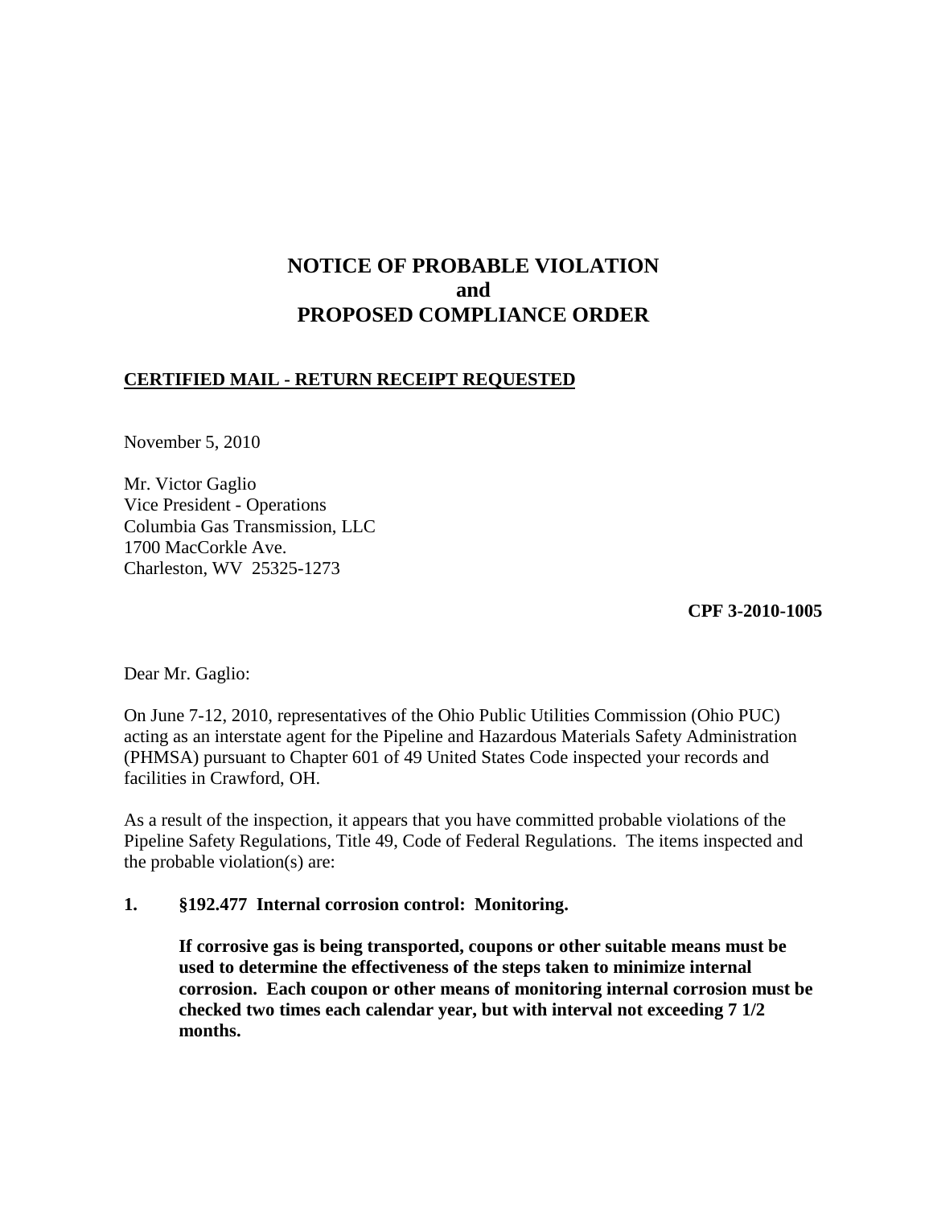# NOTICE OF PROBABLE VIOLATION
# and
# PROPOSED COMPLIANCE ORDER

**CERTIFIED MAIL - RETURN RECEIPT REQUESTED**

November 5, 2010

Mr. Victor Gaglio
Vice President - Operations
Columbia Gas Transmission, LLC
1700 MacCorkle Ave.
Charleston, WV 25325-1273

**CPF 3-2010-1005**

Dear Mr. Gaglio:

On June 7-12, 2010, representatives of the Ohio Public Utilities Commission (Ohio PUC) acting as an interstate agent for the Pipeline and Hazardous Materials Safety Administration (PHMSA) pursuant to Chapter 601 of 49 United States Code inspected your records and facilities in Crawford, OH.

As a result of the inspection, it appears that you have committed probable violations of the Pipeline Safety Regulations, Title 49, Code of Federal Regulations. The items inspected and the probable violation(s) are:

**1. §192.477 Internal corrosion control: Monitoring.**

**If corrosive gas is being transported, coupons or other suitable means must be used to determine the effectiveness of the steps taken to minimize internal corrosion. Each coupon or other means of monitoring internal corrosion must be checked two times each calendar year, but with interval not exceeding 7 1/2 months.**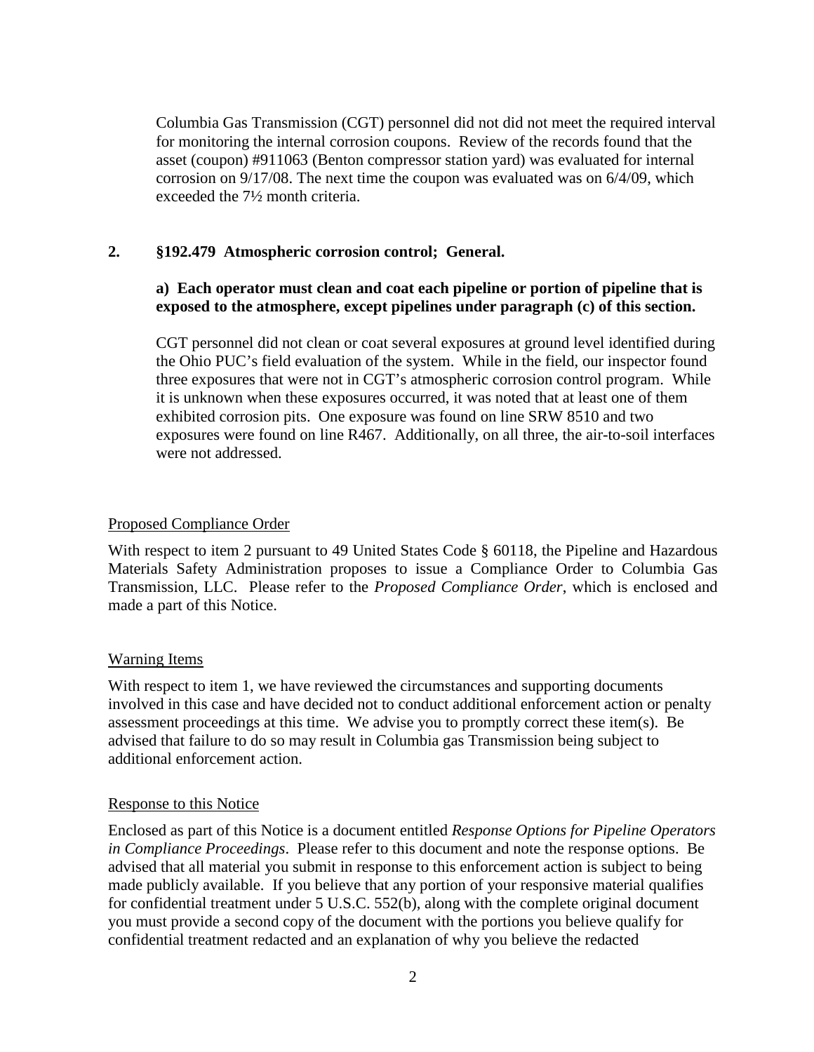Columbia Gas Transmission (CGT) personnel did not did not meet the required interval for monitoring the internal corrosion coupons. Review of the records found that the asset (coupon) #911063 (Benton compressor station yard) was evaluated for internal corrosion on 9/17/08. The next time the coupon was evaluated was on 6/4/09, which exceeded the 7½ month criteria.

**2. §192.479 Atmospheric corrosion control; General.**

**a) Each operator must clean and coat each pipeline or portion of pipeline that is exposed to the atmosphere, except pipelines under paragraph (c) of this section.**

CGT personnel did not clean or coat several exposures at ground level identified during the Ohio PUC's field evaluation of the system. While in the field, our inspector found three exposures that were not in CGT's atmospheric corrosion control program. While it is unknown when these exposures occurred, it was noted that at least one of them exhibited corrosion pits. One exposure was found on line SRW 8510 and two exposures were found on line R467. Additionally, on all three, the air-to-soil interfaces were not addressed.

Proposed Compliance Order

With respect to item 2 pursuant to 49 United States Code § 60118, the Pipeline and Hazardous Materials Safety Administration proposes to issue a Compliance Order to Columbia Gas Transmission, LLC. Please refer to the *Proposed Compliance Order*, which is enclosed and made a part of this Notice.

Warning Items

With respect to item 1, we have reviewed the circumstances and supporting documents involved in this case and have decided not to conduct additional enforcement action or penalty assessment proceedings at this time. We advise you to promptly correct these item(s). Be advised that failure to do so may result in Columbia gas Transmission being subject to additional enforcement action.

Response to this Notice

Enclosed as part of this Notice is a document entitled *Response Options for Pipeline Operators in Compliance Proceedings*. Please refer to this document and note the response options. Be advised that all material you submit in response to this enforcement action is subject to being made publicly available. If you believe that any portion of your responsive material qualifies for confidential treatment under 5 U.S.C. 552(b), along with the complete original document you must provide a second copy of the document with the portions you believe qualify for confidential treatment redacted and an explanation of why you believe the redacted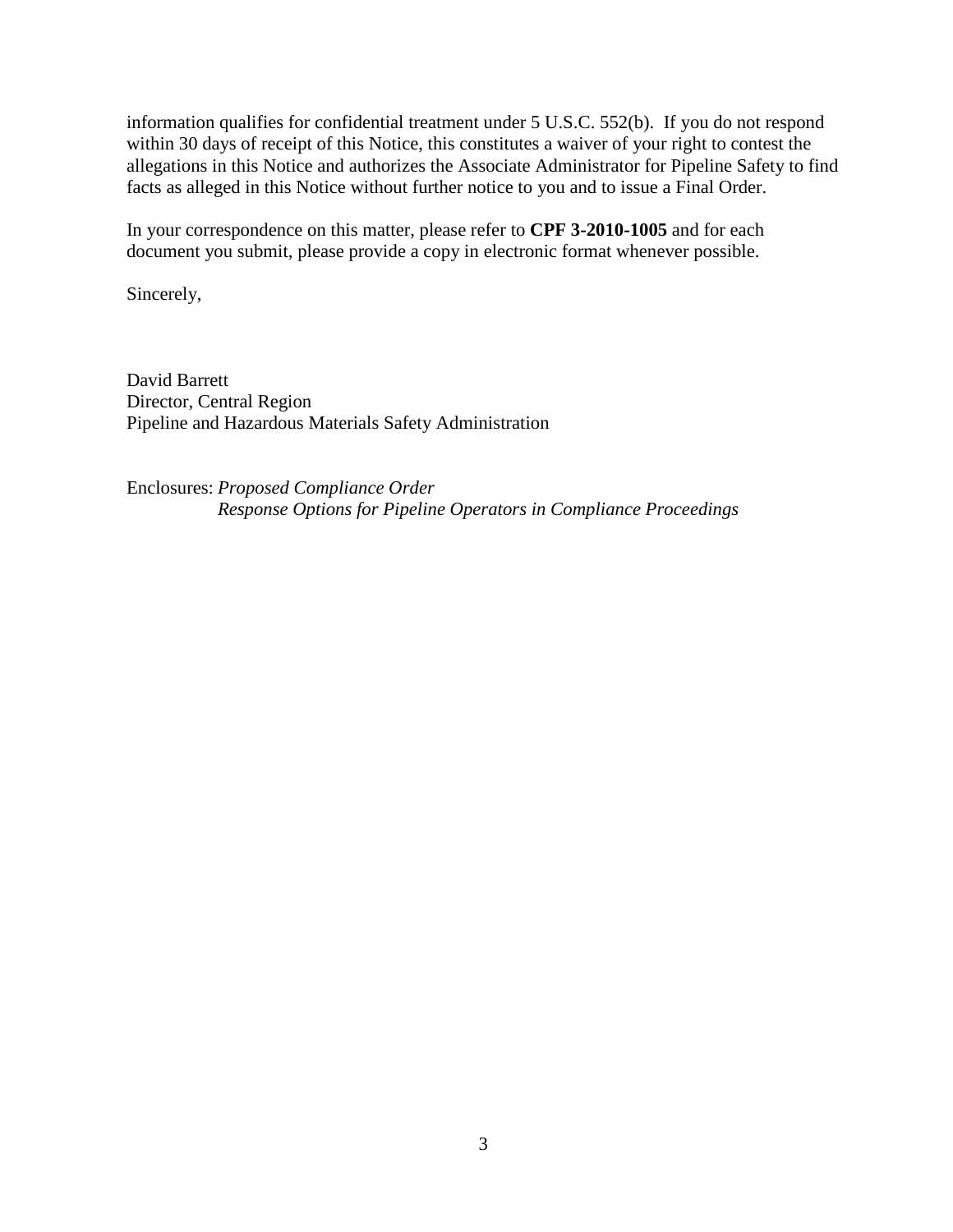information qualifies for confidential treatment under 5 U.S.C. 552(b). If you do not respond within 30 days of receipt of this Notice, this constitutes a waiver of your right to contest the allegations in this Notice and authorizes the Associate Administrator for Pipeline Safety to find facts as alleged in this Notice without further notice to you and to issue a Final Order.

In your correspondence on this matter, please refer to **CPF 3-2010-1005** and for each document you submit, please provide a copy in electronic format whenever possible.

Sincerely,

David Barrett
Director, Central Region
Pipeline and Hazardous Materials Safety Administration

Enclosures: *Proposed Compliance Order*
*Response Options for Pipeline Operators in Compliance Proceedings*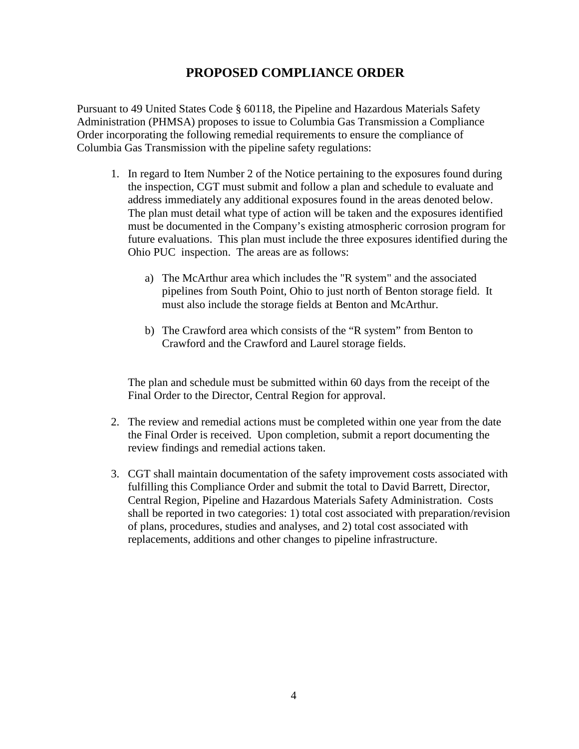# PROPOSED COMPLIANCE ORDER

Pursuant to 49 United States Code § 60118, the Pipeline and Hazardous Materials Safety Administration (PHMSA) proposes to issue to Columbia Gas Transmission a Compliance Order incorporating the following remedial requirements to ensure the compliance of Columbia Gas Transmission with the pipeline safety regulations:

1. In regard to Item Number 2 of the Notice pertaining to the exposures found during the inspection, CGT must submit and follow a plan and schedule to evaluate and address immediately any additional exposures found in the areas denoted below. The plan must detail what type of action will be taken and the exposures identified must be documented in the Company's existing atmospheric corrosion program for future evaluations. This plan must include the three exposures identified during the Ohio PUC inspection. The areas are as follows:

   a) The McArthur area which includes the "R system" and the associated pipelines from South Point, Ohio to just north of Benton storage field. It must also include the storage fields at Benton and McArthur.

   b) The Crawford area which consists of the "R system" from Benton to Crawford and the Crawford and Laurel storage fields.

   The plan and schedule must be submitted within 60 days from the receipt of the Final Order to the Director, Central Region for approval.

2. The review and remedial actions must be completed within one year from the date the Final Order is received. Upon completion, submit a report documenting the review findings and remedial actions taken.

3. CGT shall maintain documentation of the safety improvement costs associated with fulfilling this Compliance Order and submit the total to David Barrett, Director, Central Region, Pipeline and Hazardous Materials Safety Administration. Costs shall be reported in two categories: 1) total cost associated with preparation/revision of plans, procedures, studies and analyses, and 2) total cost associated with replacements, additions and other changes to pipeline infrastructure.